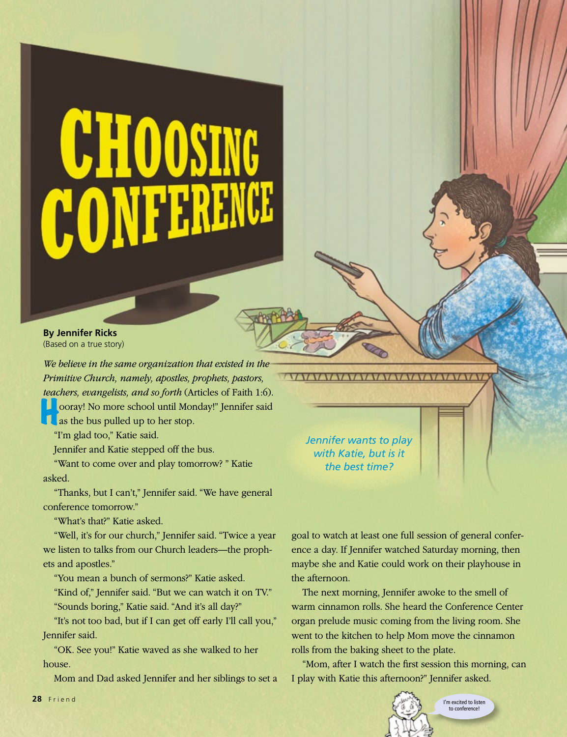# CHOOSING CONFERENCE

**By Jennifer Ricks**
(Based on a true story)

*We believe in the same organization that existed in the Primitive Church, namely, apostles, prophets, pastors, teachers, evangelists, and so forth* (Articles of Faith 1:6).

Jennifer wants to play with Katie, but is it the best time?

"Hooray! No more school until Monday!" Jennifer said as the bus pulled up to her stop.

"I'm glad too," Katie said.

Jennifer and Katie stepped off the bus.

"Want to come over and play tomorrow? " Katie asked.

"Thanks, but I can't," Jennifer said. "We have general conference tomorrow."

"What's that?" Katie asked.

"Well, it's for our church," Jennifer said. "Twice a year we listen to talks from our Church leaders—the prophets and apostles."

"You mean a bunch of sermons?" Katie asked.

"Kind of," Jennifer said. "But we can watch it on TV."

"Sounds boring," Katie said. "And it's all day?"

"It's not too bad, but if I can get off early I'll call you," Jennifer said.

"OK. See you!" Katie waved as she walked to her house.

Mom and Dad asked Jennifer and her siblings to set a goal to watch at least one full session of general conference a day. If Jennifer watched Saturday morning, then maybe she and Katie could work on their playhouse in the afternoon.

The next morning, Jennifer awoke to the smell of warm cinnamon rolls. She heard the Conference Center organ prelude music coming from the living room. She went to the kitchen to help Mom move the cinnamon rolls from the baking sheet to the plate.

"Mom, after I watch the first session this morning, can I play with Katie this afternoon?" Jennifer asked.

I'm excited to listen to conference!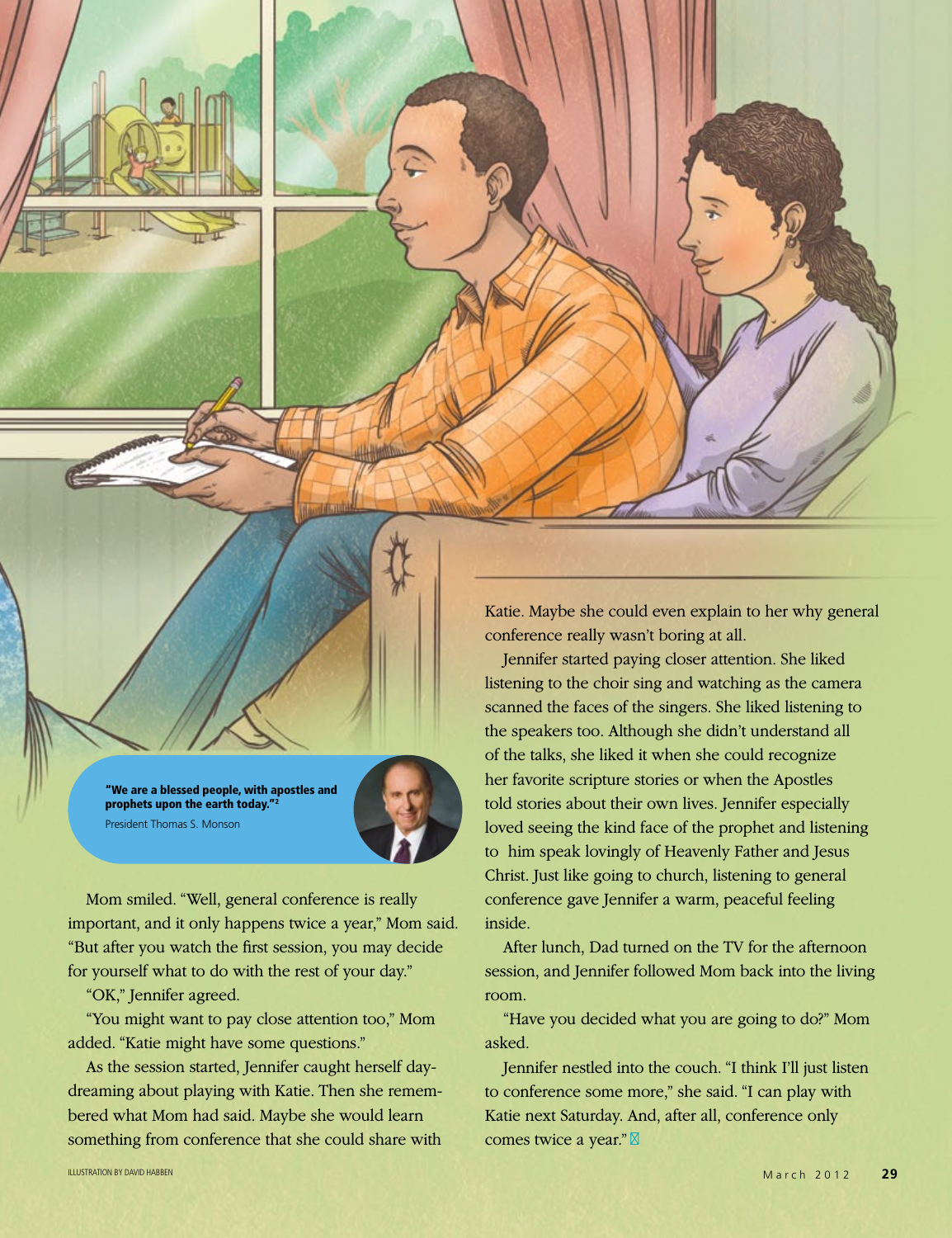**"We are a blessed people, with apostles and prophets upon the earth today."[2]**
President Thomas S. Monson

Mom smiled. "Well, general conference is really important, and it only happens twice a year," Mom said. "But after you watch the first session, you may decide for yourself what to do with the rest of your day."

"OK," Jennifer agreed.

"You might want to pay close attention too," Mom added. "Katie might have some questions."

As the session started, Jennifer caught herself daydreaming about playing with Katie. Then she remembered what Mom had said. Maybe she would learn something from conference that she could share with Katie. Maybe she could even explain to her why general conference really wasn't boring at all.

Jennifer started paying closer attention. She liked listening to the choir sing and watching as the camera scanned the faces of the singers. She liked listening to the speakers too. Although she didn't understand all of the talks, she liked it when she could recognize her favorite scripture stories or when the Apostles told stories about their own lives. Jennifer especially loved seeing the kind face of the prophet and listening to him speak lovingly of Heavenly Father and Jesus Christ. Just like going to church, listening to general conference gave Jennifer a warm, peaceful feeling inside.

After lunch, Dad turned on the TV for the afternoon session, and Jennifer followed Mom back into the living room.

"Have you decided what you are going to do?" Mom asked.

Jennifer nestled into the couch. "I think I'll just listen to conference some more," she said. "I can play with Katie next Saturday. And, after all, conference only comes twice a year."

ILLUSTRATION BY DAVID HABBEN